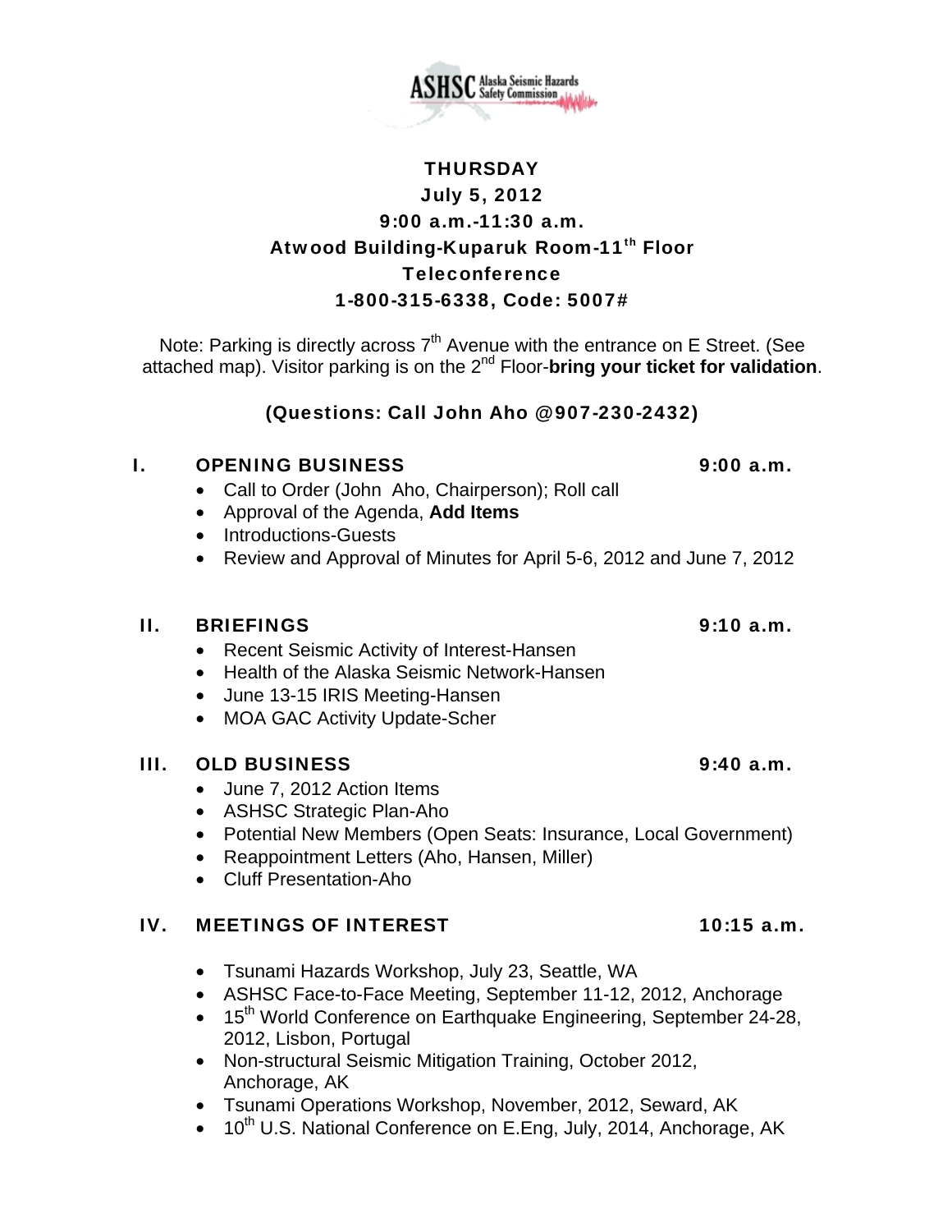ASHSC Alaska Seismic Hazards Safety Commission

**THURSDAY**
**July 5, 2012**
**9:00 a.m.-11:30 a.m.**
**Atwood Building-Kuparuk Room-11th Floor**
**Teleconference**
**1-800-315-6338, Code: 5007#**

Note: Parking is directly across 7th Avenue with the entrance on E Street. (See attached map). Visitor parking is on the 2nd Floor-**bring your ticket for validation**.

**(Questions: Call John Aho @907-230-2432)**

## I. OPENING BUSINESS 9:00 a.m.

- Call to Order (John Aho, Chairperson); Roll call
- Approval of the Agenda, **Add Items**
- Introductions-Guests
- Review and Approval of Minutes for April 5-6, 2012 and June 7, 2012

## II. BRIEFINGS 9:10 a.m.

- Recent Seismic Activity of Interest-Hansen
- Health of the Alaska Seismic Network-Hansen
- June 13-15 IRIS Meeting-Hansen
- MOA GAC Activity Update-Scher

## III. OLD BUSINESS 9:40 a.m.

- June 7, 2012 Action Items
- ASHSC Strategic Plan-Aho
- Potential New Members (Open Seats: Insurance, Local Government)
- Reappointment Letters (Aho, Hansen, Miller)
- Cluff Presentation-Aho

## IV. MEETINGS OF INTEREST 10:15 a.m.

- Tsunami Hazards Workshop, July 23, Seattle, WA
- ASHSC Face-to-Face Meeting, September 11-12, 2012, Anchorage
- 15th World Conference on Earthquake Engineering, September 24-28, 2012, Lisbon, Portugal
- Non-structural Seismic Mitigation Training, October 2012, Anchorage, AK
- Tsunami Operations Workshop, November, 2012, Seward, AK
- 10th U.S. National Conference on E.Eng, July, 2014, Anchorage, AK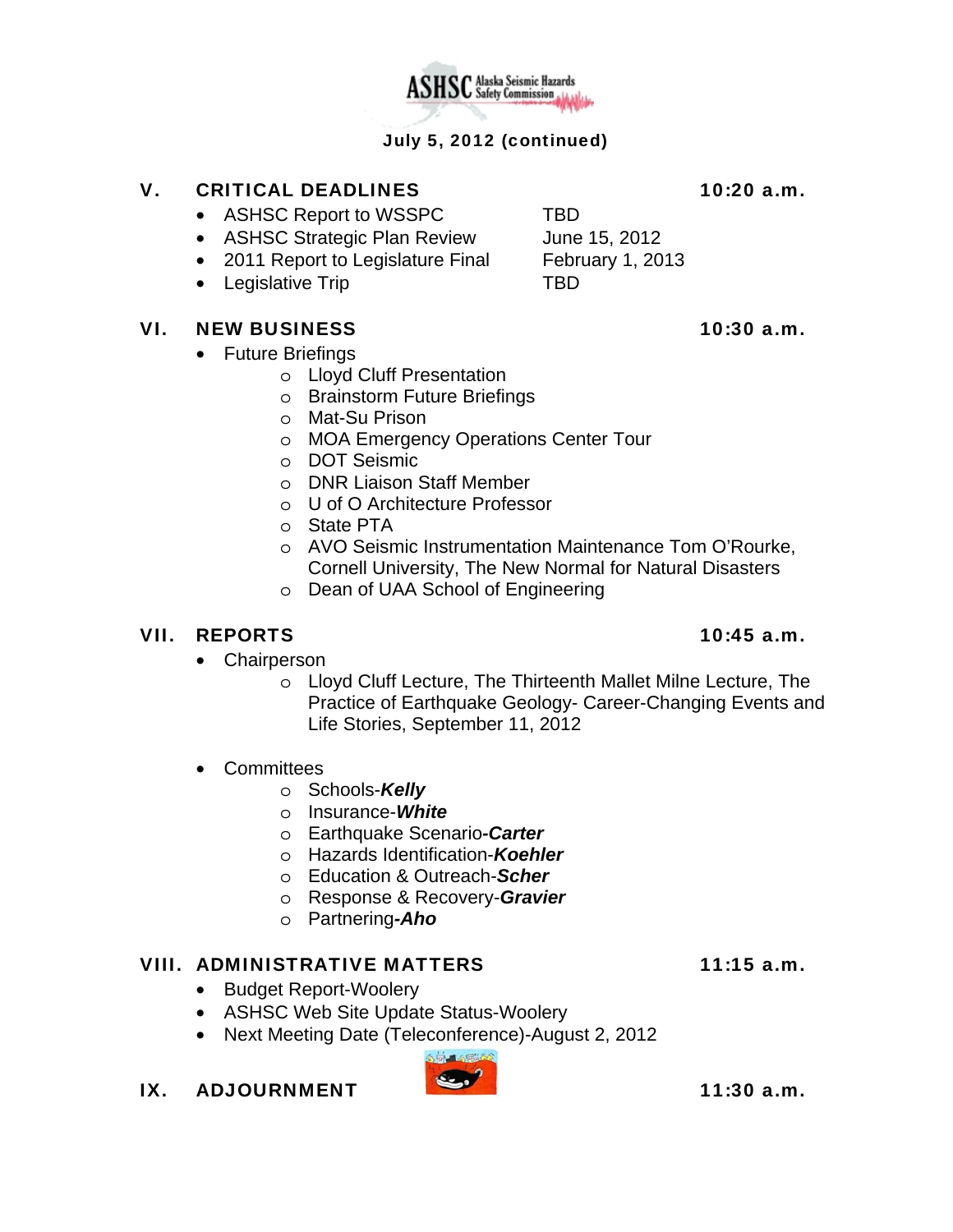July 5, 2012 (continued)

## V. CRITICAL DEADLINES 10:20 a.m.

- ASHSC Report to WSSPC TBD
- ASHSC Strategic Plan Review June 15, 2012
- 2011 Report to Legislature Final February 1, 2013
- Legislative Trip TBD

## VI. NEW BUSINESS 10:30 a.m.

- Future Briefings
  - Lloyd Cluff Presentation
  - Brainstorm Future Briefings
  - Mat-Su Prison
  - MOA Emergency Operations Center Tour
  - DOT Seismic
  - DNR Liaison Staff Member
  - U of O Architecture Professor
  - State PTA
  - AVO Seismic Instrumentation Maintenance Tom O'Rourke, Cornell University, The New Normal for Natural Disasters
  - Dean of UAA School of Engineering

## VII. REPORTS 10:45 a.m.

- Chairperson
  - Lloyd Cluff Lecture, The Thirteenth Mallet Milne Lecture, The Practice of Earthquake Geology- Career-Changing Events and Life Stories, September 11, 2012

- Committees
  - Schools-***Kelly***
  - Insurance-***White***
  - Earthquake Scenario-***Carter***
  - Hazards Identification-***Koehler***
  - Education & Outreach-***Scher***
  - Response & Recovery-***Gravier***
  - Partnering-***Aho***

## VIII. ADMINISTRATIVE MATTERS 11:15 a.m.

- Budget Report-Woolery
- ASHSC Web Site Update Status-Woolery
- Next Meeting Date (Teleconference)-August 2, 2012

## IX. ADJOURNMENT 11:30 a.m.